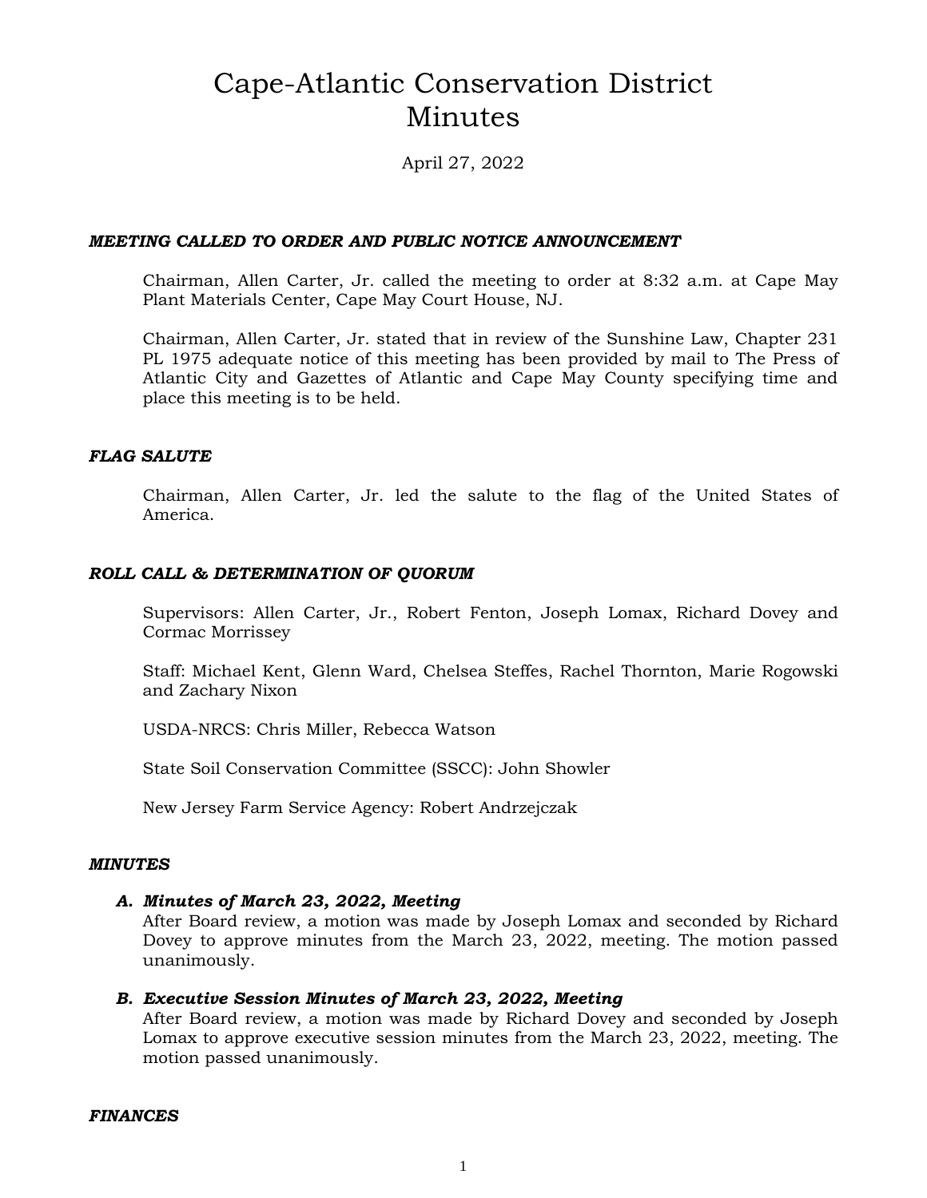# Cape-Atlantic Conservation District
# Minutes

April 27, 2022

### *MEETING CALLED TO ORDER AND PUBLIC NOTICE ANNOUNCEMENT*

Chairman, Allen Carter, Jr. called the meeting to order at 8:32 a.m. at Cape May Plant Materials Center, Cape May Court House, NJ.

Chairman, Allen Carter, Jr. stated that in review of the Sunshine Law, Chapter 231 PL 1975 adequate notice of this meeting has been provided by mail to The Press of Atlantic City and Gazettes of Atlantic and Cape May County specifying time and place this meeting is to be held.

### *FLAG SALUTE*

Chairman, Allen Carter, Jr. led the salute to the flag of the United States of America.

### *ROLL CALL & DETERMINATION OF QUORUM*

Supervisors: Allen Carter, Jr., Robert Fenton, Joseph Lomax, Richard Dovey and Cormac Morrissey

Staff: Michael Kent, Glenn Ward, Chelsea Steffes, Rachel Thornton, Marie Rogowski and Zachary Nixon

USDA-NRCS: Chris Miller, Rebecca Watson

State Soil Conservation Committee (SSCC): John Showler

New Jersey Farm Service Agency: Robert Andrzejczak

### *MINUTES*

**A. *Minutes of March 23, 2022, Meeting***
After Board review, a motion was made by Joseph Lomax and seconded by Richard Dovey to approve minutes from the March 23, 2022, meeting. The motion passed unanimously.

**B. *Executive Session Minutes of March 23, 2022, Meeting***
After Board review, a motion was made by Richard Dovey and seconded by Joseph Lomax to approve executive session minutes from the March 23, 2022, meeting. The motion passed unanimously.

### *FINANCES*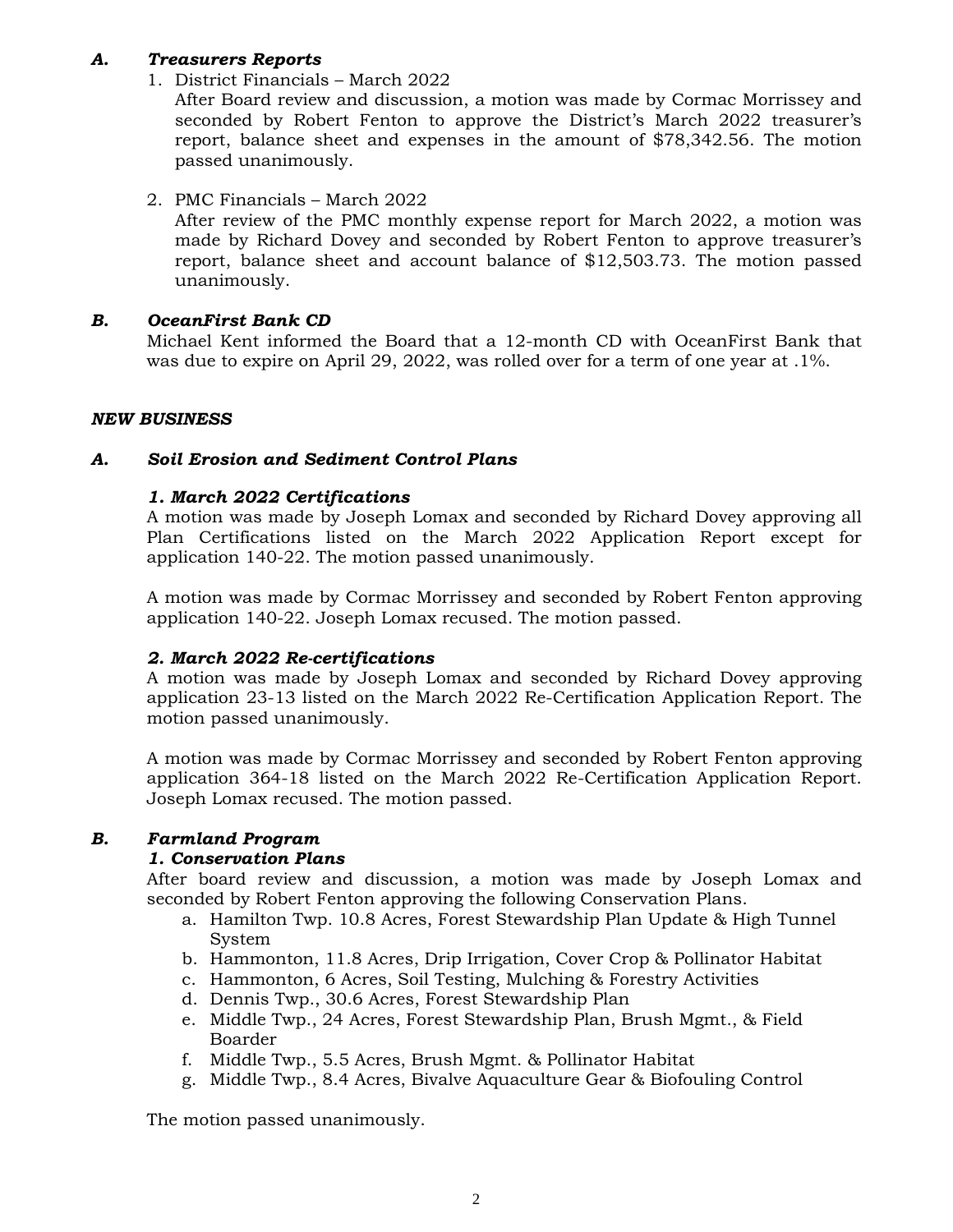### *A. Treasurers Reports*

1. District Financials – March 2022

   After Board review and discussion, a motion was made by Cormac Morrissey and seconded by Robert Fenton to approve the District's March 2022 treasurer's report, balance sheet and expenses in the amount of $78,342.56. The motion passed unanimously.

2. PMC Financials – March 2022

   After review of the PMC monthly expense report for March 2022, a motion was made by Richard Dovey and seconded by Robert Fenton to approve treasurer's report, balance sheet and account balance of $12,503.73. The motion passed unanimously.

### *B. OceanFirst Bank CD*

Michael Kent informed the Board that a 12-month CD with OceanFirst Bank that was due to expire on April 29, 2022, was rolled over for a term of one year at .1%.

## *NEW BUSINESS*

### *A. Soil Erosion and Sediment Control Plans*

#### *1. March 2022 Certifications*

A motion was made by Joseph Lomax and seconded by Richard Dovey approving all Plan Certifications listed on the March 2022 Application Report except for application 140-22. The motion passed unanimously.

A motion was made by Cormac Morrissey and seconded by Robert Fenton approving application 140-22. Joseph Lomax recused. The motion passed.

#### *2. March 2022 Re-certifications*

A motion was made by Joseph Lomax and seconded by Richard Dovey approving application 23-13 listed on the March 2022 Re-Certification Application Report. The motion passed unanimously.

A motion was made by Cormac Morrissey and seconded by Robert Fenton approving application 364-18 listed on the March 2022 Re-Certification Application Report. Joseph Lomax recused. The motion passed.

### *B. Farmland Program*

#### *1. Conservation Plans*

After board review and discussion, a motion was made by Joseph Lomax and seconded by Robert Fenton approving the following Conservation Plans.

a. Hamilton Twp. 10.8 Acres, Forest Stewardship Plan Update & High Tunnel System
b. Hammonton, 11.8 Acres, Drip Irrigation, Cover Crop & Pollinator Habitat
c. Hammonton, 6 Acres, Soil Testing, Mulching & Forestry Activities
d. Dennis Twp., 30.6 Acres, Forest Stewardship Plan
e. Middle Twp., 24 Acres, Forest Stewardship Plan, Brush Mgmt., & Field Boarder
f. Middle Twp., 5.5 Acres, Brush Mgmt. & Pollinator Habitat
g. Middle Twp., 8.4 Acres, Bivalve Aquaculture Gear & Biofouling Control

The motion passed unanimously.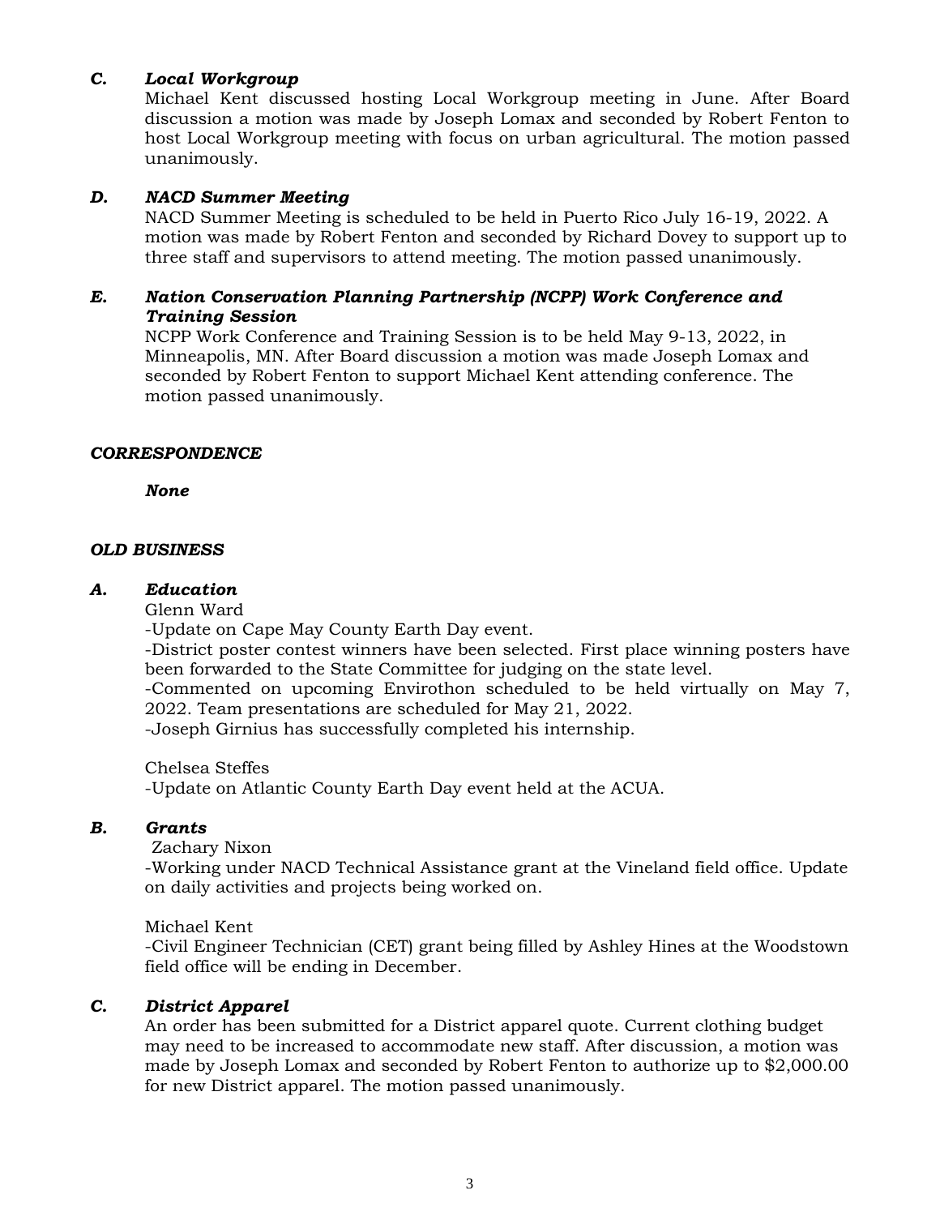### *C. Local Workgroup*

Michael Kent discussed hosting Local Workgroup meeting in June. After Board discussion a motion was made by Joseph Lomax and seconded by Robert Fenton to host Local Workgroup meeting with focus on urban agricultural. The motion passed unanimously.

### *D. NACD Summer Meeting*

NACD Summer Meeting is scheduled to be held in Puerto Rico July 16-19, 2022. A motion was made by Robert Fenton and seconded by Richard Dovey to support up to three staff and supervisors to attend meeting. The motion passed unanimously.

### *E. Nation Conservation Planning Partnership (NCPP) Work Conference and Training Session*

NCPP Work Conference and Training Session is to be held May 9-13, 2022, in Minneapolis, MN. After Board discussion a motion was made Joseph Lomax and seconded by Robert Fenton to support Michael Kent attending conference. The motion passed unanimously.

## *CORRESPONDENCE*

***None***

## *OLD BUSINESS*

### *A. Education*

Glenn Ward

-Update on Cape May County Earth Day event.

-District poster contest winners have been selected. First place winning posters have been forwarded to the State Committee for judging on the state level.

-Commented on upcoming Envirothon scheduled to be held virtually on May 7, 2022. Team presentations are scheduled for May 21, 2022.

-Joseph Girnius has successfully completed his internship.

Chelsea Steffes

-Update on Atlantic County Earth Day event held at the ACUA.

### *B. Grants*

Zachary Nixon

-Working under NACD Technical Assistance grant at the Vineland field office. Update on daily activities and projects being worked on.

Michael Kent

-Civil Engineer Technician (CET) grant being filled by Ashley Hines at the Woodstown field office will be ending in December.

### *C. District Apparel*

An order has been submitted for a District apparel quote. Current clothing budget may need to be increased to accommodate new staff. After discussion, a motion was made by Joseph Lomax and seconded by Robert Fenton to authorize up to $2,000.00 for new District apparel. The motion passed unanimously.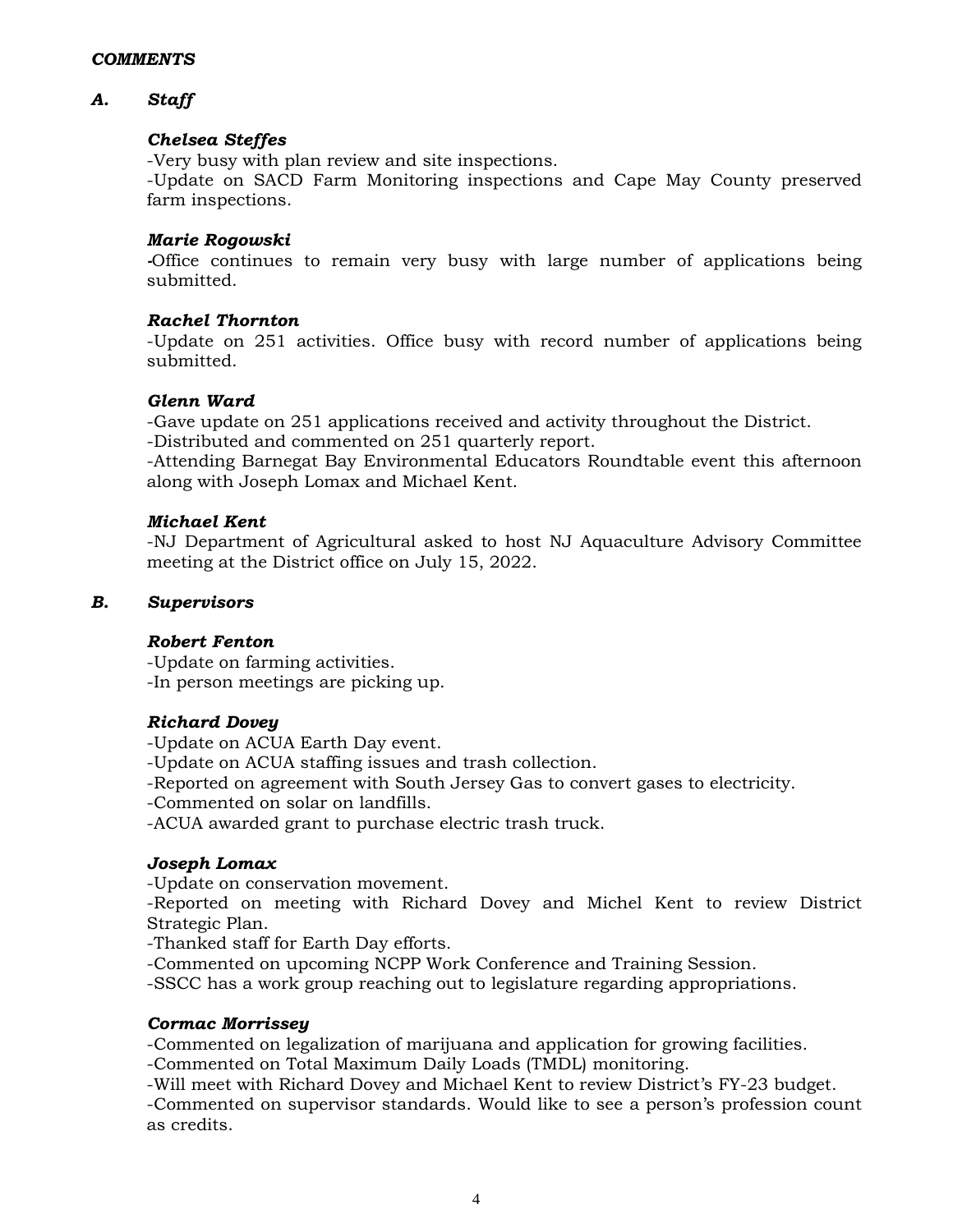***COMMENTS***

## *A. Staff*

***Chelsea Steffes***

-Very busy with plan review and site inspections.
-Update on SACD Farm Monitoring inspections and Cape May County preserved farm inspections.

***Marie Rogowski***

-Office continues to remain very busy with large number of applications being submitted.

***Rachel Thornton***

-Update on 251 activities. Office busy with record number of applications being submitted.

***Glenn Ward***

-Gave update on 251 applications received and activity throughout the District.
-Distributed and commented on 251 quarterly report.
-Attending Barnegat Bay Environmental Educators Roundtable event this afternoon along with Joseph Lomax and Michael Kent.

***Michael Kent***

-NJ Department of Agricultural asked to host NJ Aquaculture Advisory Committee meeting at the District office on July 15, 2022.

## *B. Supervisors*

***Robert Fenton***

-Update on farming activities.
-In person meetings are picking up.

***Richard Dovey***

-Update on ACUA Earth Day event.
-Update on ACUA staffing issues and trash collection.
-Reported on agreement with South Jersey Gas to convert gases to electricity.
-Commented on solar on landfills.
-ACUA awarded grant to purchase electric trash truck.

***Joseph Lomax***

-Update on conservation movement.
-Reported on meeting with Richard Dovey and Michel Kent to review District Strategic Plan.
-Thanked staff for Earth Day efforts.
-Commented on upcoming NCPP Work Conference and Training Session.
-SSCC has a work group reaching out to legislature regarding appropriations.

***Cormac Morrissey***

-Commented on legalization of marijuana and application for growing facilities.
-Commented on Total Maximum Daily Loads (TMDL) monitoring.
-Will meet with Richard Dovey and Michael Kent to review District's FY-23 budget.
-Commented on supervisor standards. Would like to see a person's profession count as credits.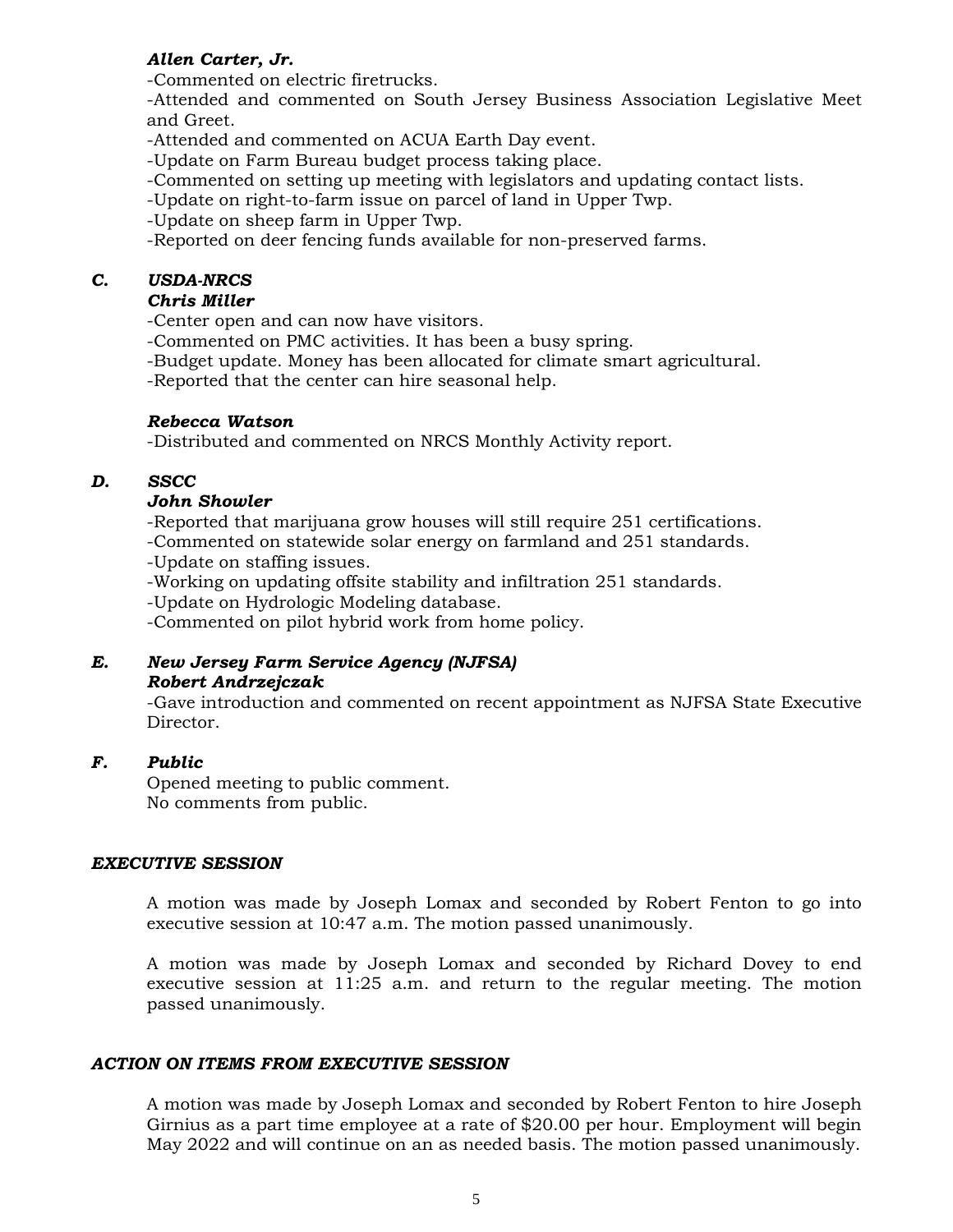***Allen Carter, Jr.***

-Commented on electric firetrucks.

-Attended and commented on South Jersey Business Association Legislative Meet and Greet.

-Attended and commented on ACUA Earth Day event.

-Update on Farm Bureau budget process taking place.

-Commented on setting up meeting with legislators and updating contact lists.

-Update on right-to-farm issue on parcel of land in Upper Twp.

-Update on sheep farm in Upper Twp.

-Reported on deer fencing funds available for non-preserved farms.

***C. USDA-NRCS***

***Chris Miller***

-Center open and can now have visitors.

-Commented on PMC activities. It has been a busy spring.

-Budget update. Money has been allocated for climate smart agricultural.

-Reported that the center can hire seasonal help.

***Rebecca Watson***

-Distributed and commented on NRCS Monthly Activity report.

***D. SSCC***

***John Showler***

-Reported that marijuana grow houses will still require 251 certifications.

-Commented on statewide solar energy on farmland and 251 standards.

-Update on staffing issues.

-Working on updating offsite stability and infiltration 251 standards.

-Update on Hydrologic Modeling database.

-Commented on pilot hybrid work from home policy.

***E. New Jersey Farm Service Agency (NJFSA)***

***Robert Andrzejczak***

-Gave introduction and commented on recent appointment as NJFSA State Executive Director.

***F. Public***

Opened meeting to public comment.
No comments from public.

***EXECUTIVE SESSION***

A motion was made by Joseph Lomax and seconded by Robert Fenton to go into executive session at 10:47 a.m. The motion passed unanimously.

A motion was made by Joseph Lomax and seconded by Richard Dovey to end executive session at 11:25 a.m. and return to the regular meeting. The motion passed unanimously.

***ACTION ON ITEMS FROM EXECUTIVE SESSION***

A motion was made by Joseph Lomax and seconded by Robert Fenton to hire Joseph Girnius as a part time employee at a rate of $20.00 per hour. Employment will begin May 2022 and will continue on an as needed basis. The motion passed unanimously.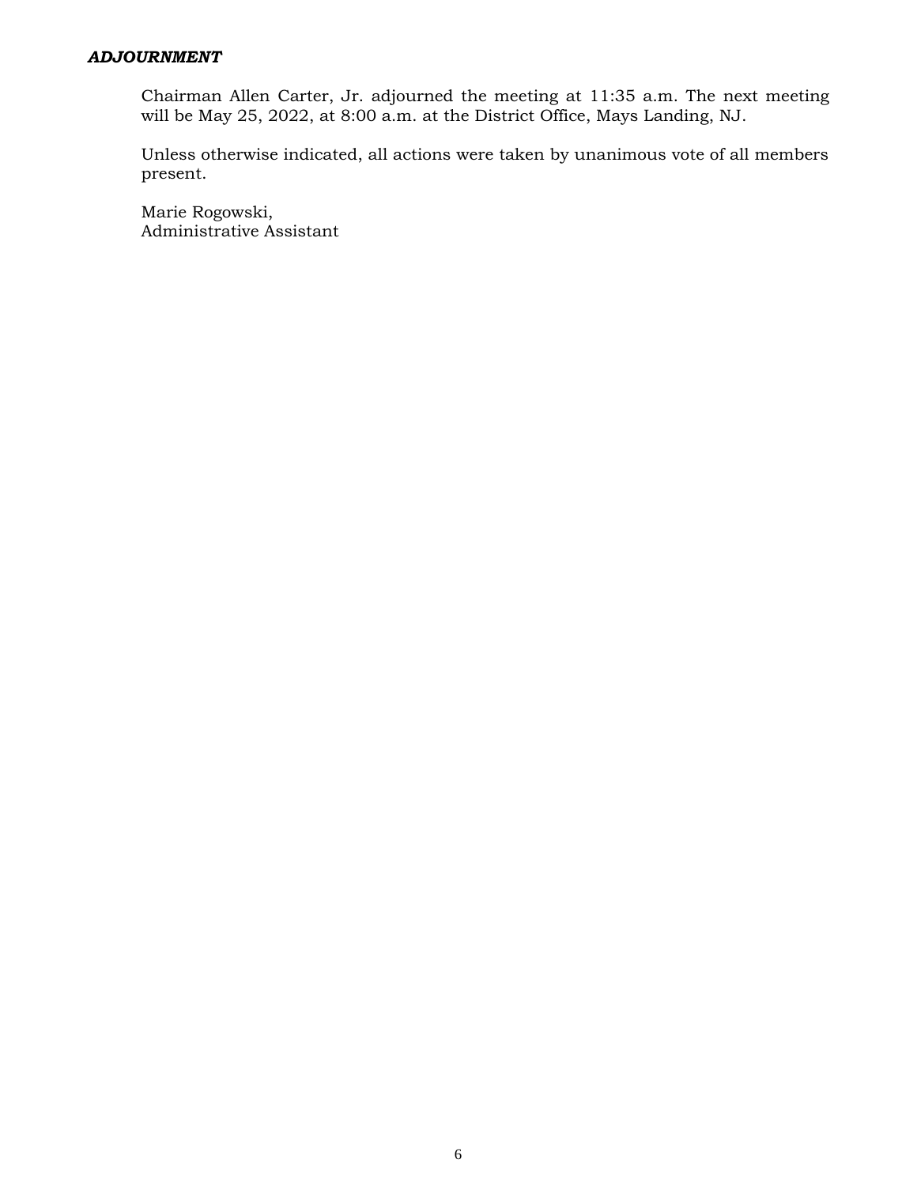### ***ADJOURNMENT***

Chairman Allen Carter, Jr. adjourned the meeting at 11:35 a.m. The next meeting will be May 25, 2022, at 8:00 a.m. at the District Office, Mays Landing, NJ.

Unless otherwise indicated, all actions were taken by unanimous vote of all members present.

Marie Rogowski,
Administrative Assistant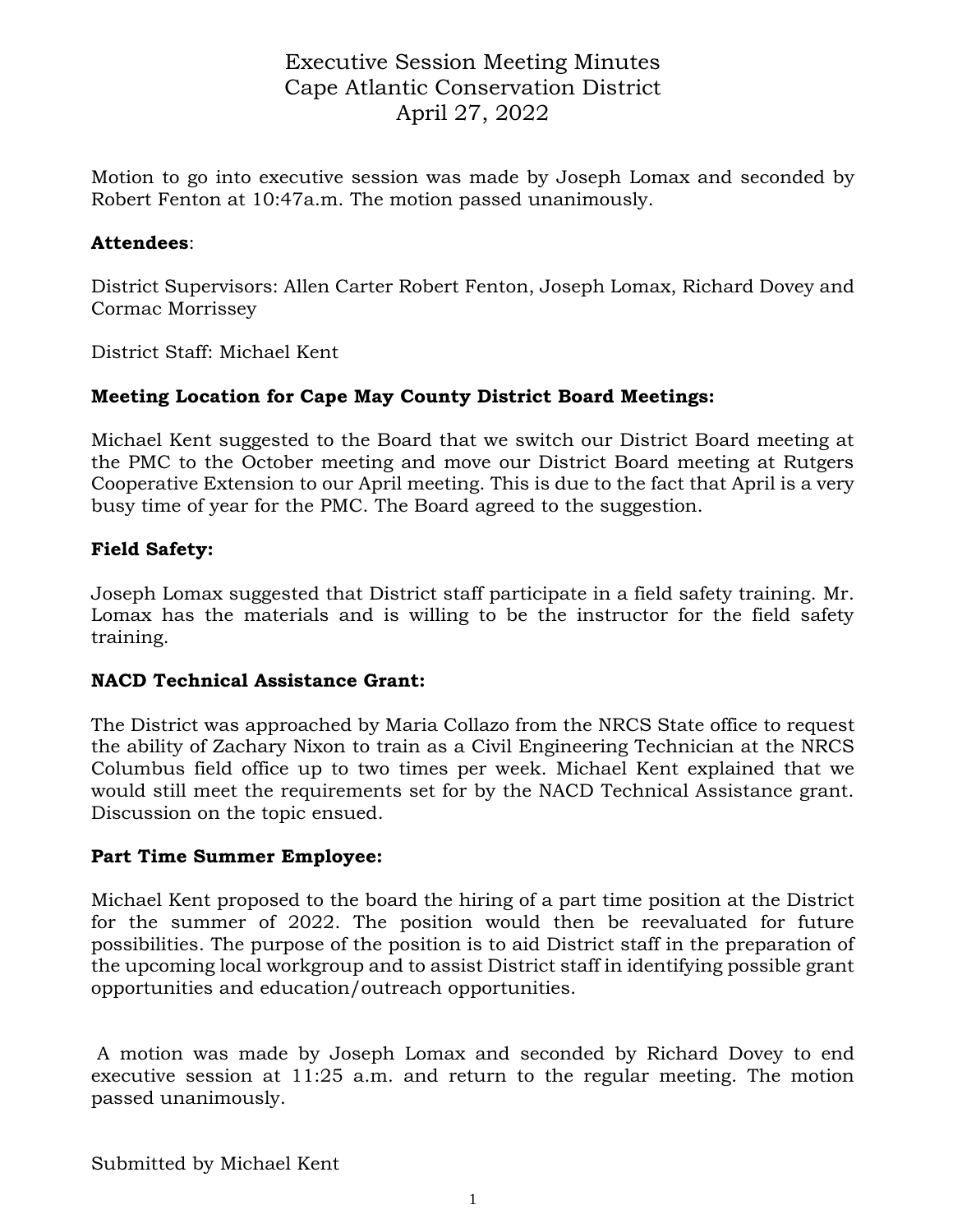# Executive Session Meeting Minutes
# Cape Atlantic Conservation District
# April 27, 2022

Motion to go into executive session was made by Joseph Lomax and seconded by Robert Fenton at 10:47a.m. The motion passed unanimously.

**Attendees**:

District Supervisors: Allen Carter Robert Fenton, Joseph Lomax, Richard Dovey and Cormac Morrissey

District Staff: Michael Kent

**Meeting Location for Cape May County District Board Meetings:**

Michael Kent suggested to the Board that we switch our District Board meeting at the PMC to the October meeting and move our District Board meeting at Rutgers Cooperative Extension to our April meeting. This is due to the fact that April is a very busy time of year for the PMC. The Board agreed to the suggestion.

**Field Safety:**

Joseph Lomax suggested that District staff participate in a field safety training. Mr. Lomax has the materials and is willing to be the instructor for the field safety training.

**NACD Technical Assistance Grant:**

The District was approached by Maria Collazo from the NRCS State office to request the ability of Zachary Nixon to train as a Civil Engineering Technician at the NRCS Columbus field office up to two times per week. Michael Kent explained that we would still meet the requirements set for by the NACD Technical Assistance grant. Discussion on the topic ensued.

**Part Time Summer Employee:**

Michael Kent proposed to the board the hiring of a part time position at the District for the summer of 2022. The position would then be reevaluated for future possibilities. The purpose of the position is to aid District staff in the preparation of the upcoming local workgroup and to assist District staff in identifying possible grant opportunities and education/outreach opportunities.

A motion was made by Joseph Lomax and seconded by Richard Dovey to end executive session at 11:25 a.m. and return to the regular meeting. The motion passed unanimously.

Submitted by Michael Kent